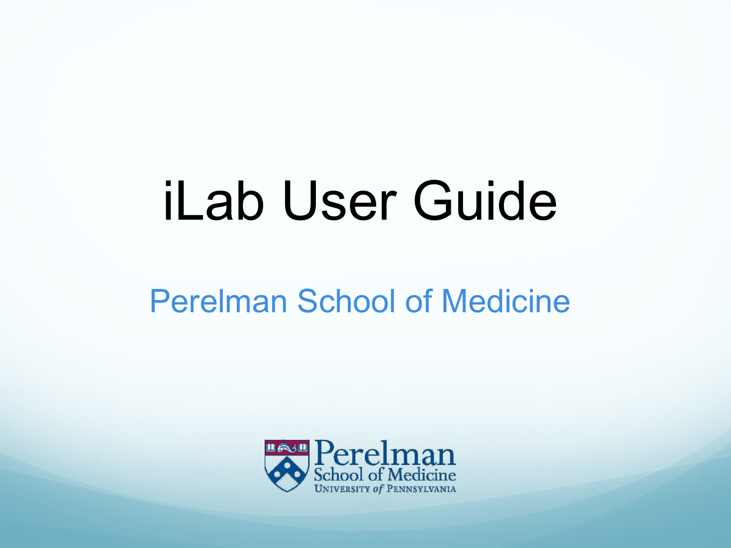# iLab User Guide

## Perelman School of Medicine

Perelman School of Medicine
UNIVERSITY of PENNSYLVANIA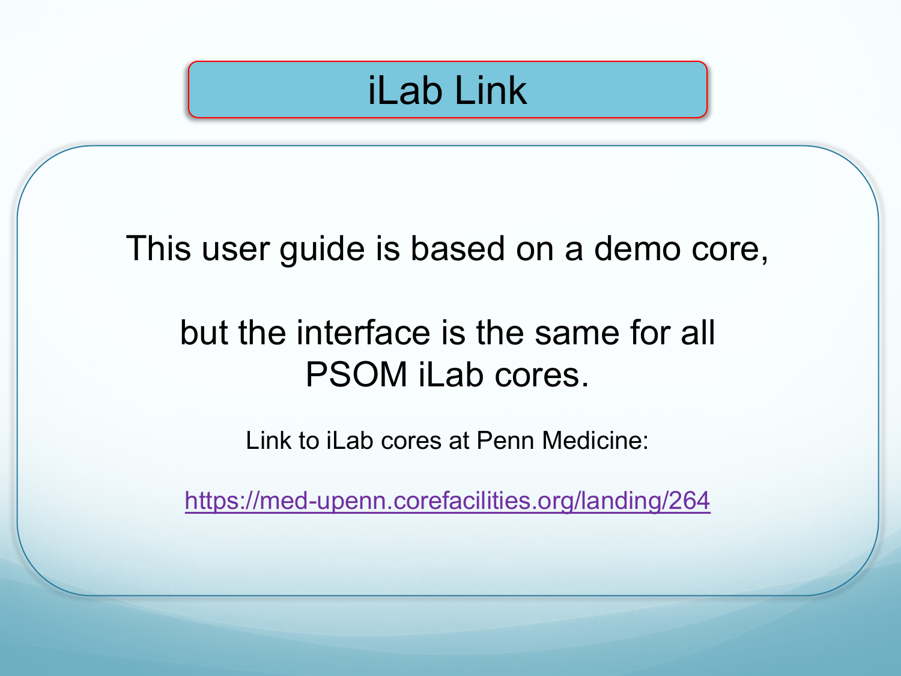# iLab Link

This user guide is based on a demo core,

but the interface is the same for all PSOM iLab cores.

Link to iLab cores at Penn Medicine:

https://med-upenn.corefacilities.org/landing/264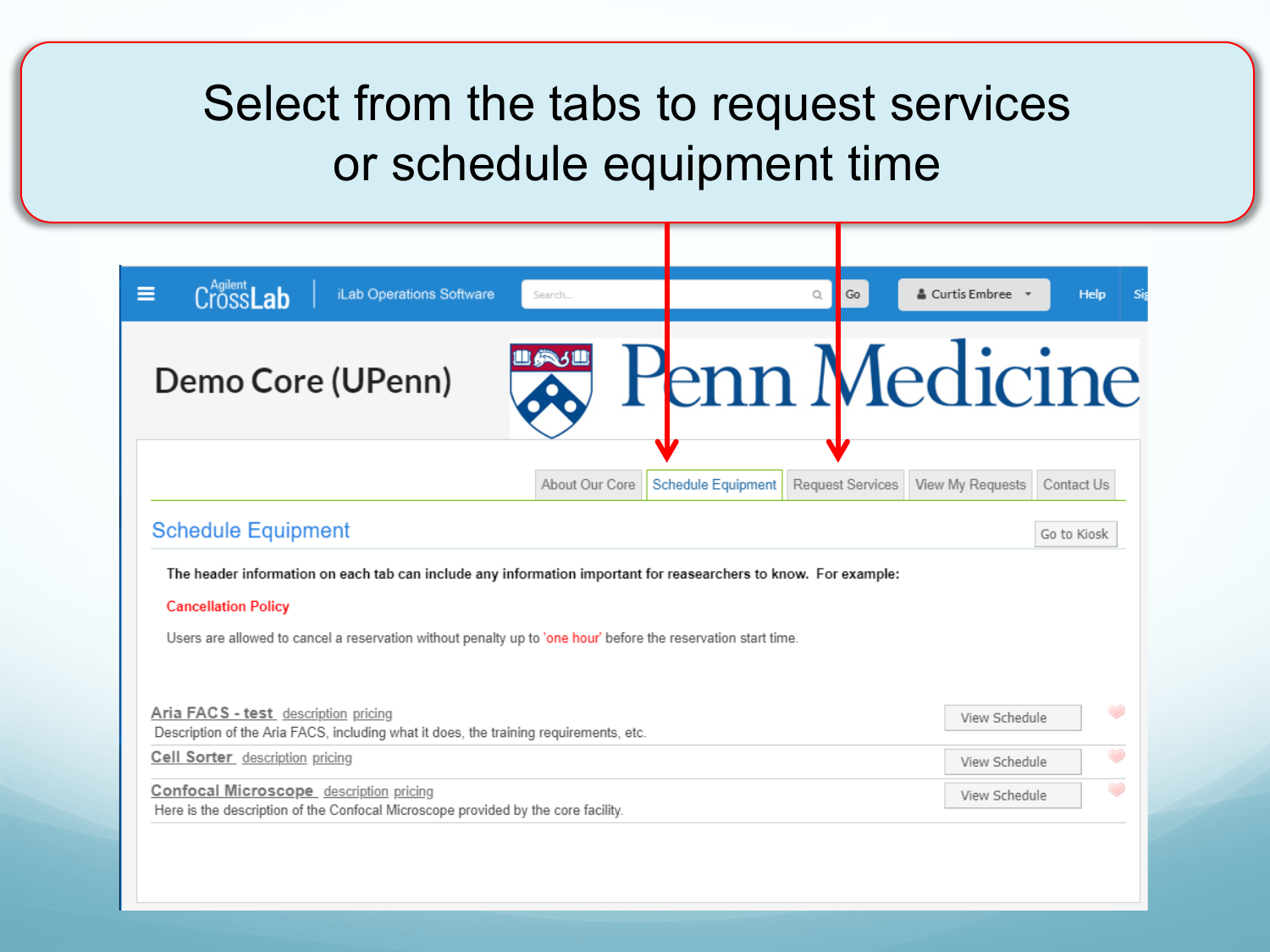# Select from the tabs to request services or schedule equipment time

Agilent CrossLab | iLab Operations Software | Search... | Go | Curtis Embree | Help

**Demo Core (UPenn)**

Penn Medicine

About Our Core | Schedule Equipment | Request Services | View My Requests | Contact Us

## Schedule Equipment

Go to Kiosk

**The header information on each tab can include any information important for reasearchers to know. For example:**

Cancellation Policy

Users are allowed to cancel a reservation without penalty up to 'one hour' before the reservation start time.

**Aria FACS - test** description pricing
Description of the Aria FACS, including what it does, the training requirements, etc.
View Schedule

**Cell Sorter** description pricing
View Schedule

**Confocal Microscope** description pricing
Here is the description of the Confocal Microscope provided by the core facility.
View Schedule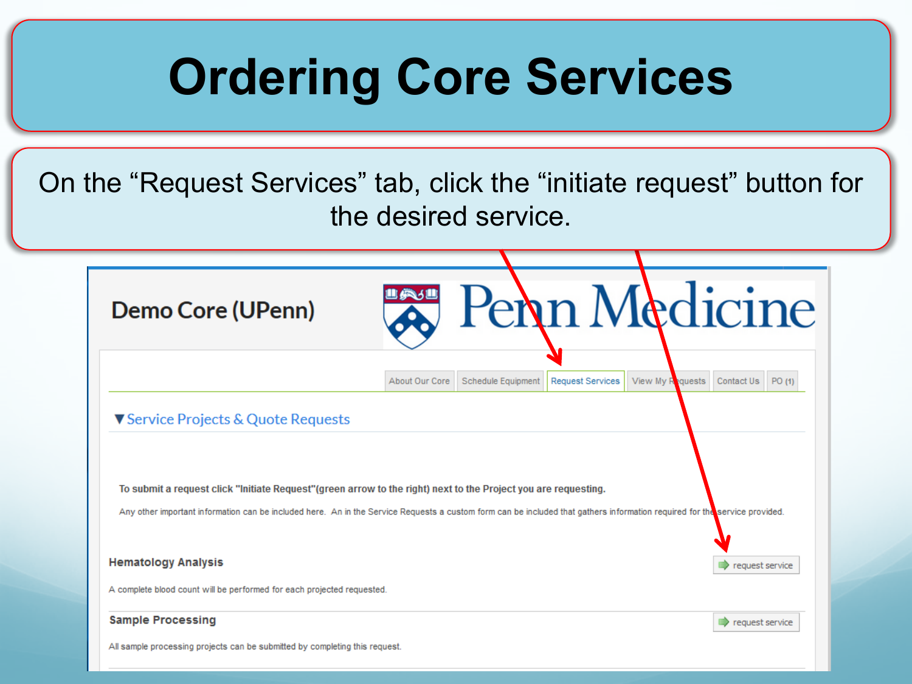# Ordering Core Services

On the "Request Services" tab, click the "initiate request" button for the desired service.

Demo Core (UPenn)

Penn Medicine

About Our Core | Schedule Equipment | Request Services | View My Requests | Contact Us | PO (1)

▼Service Projects & Quote Requests

**To submit a request click "Initiate Request"(green arrow to the right) next to the Project you are requesting.**

Any other important information can be included here. An in the Service Requests a custom form can be included that gathers information required for the service provided.

**Hematology Analysis**

request service

A complete blood count will be performed for each projected requested.

**Sample Processing**

request service

All sample processing projects can be submitted by completing this request.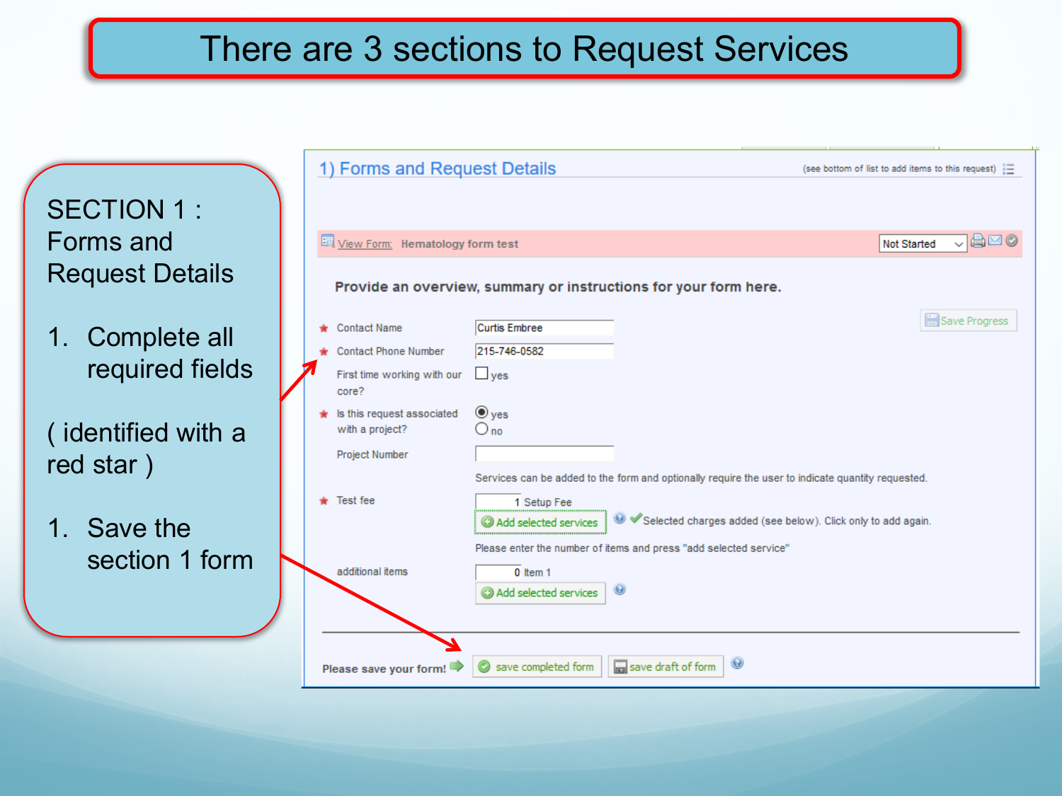# There are 3 sections to Request Services

SECTION 1 : Forms and Request Details

1. Complete all required fields

( identified with a red star )

1. Save the section 1 form

## 1) Forms and Request Details

(see bottom of list to add items to this request)

View Form: Hematology form test — Not Started

**Provide an overview, summary or instructions for your form here.**

Save Progress

| Field | Value |
|---|---|
| * Contact Name | Curtis Embree |
| * Contact Phone Number | 215-746-0582 |
| First time working with our core? | ☐ yes |
| * Is this request associated with a project? | ◉ yes ○ no |
| Project Number | |

Services can be added to the form and optionally require the user to indicate quantity requested.

| Field | Value |
|---|---|
| * Test fee | 1 Setup Fee — Add selected services — Selected charges added (see below). Click only to add again. |
| | Please enter the number of items and press "add selected service" |
| additional items | 0 Item 1 — Add selected services |

**Please save your form!** save completed form | save draft of form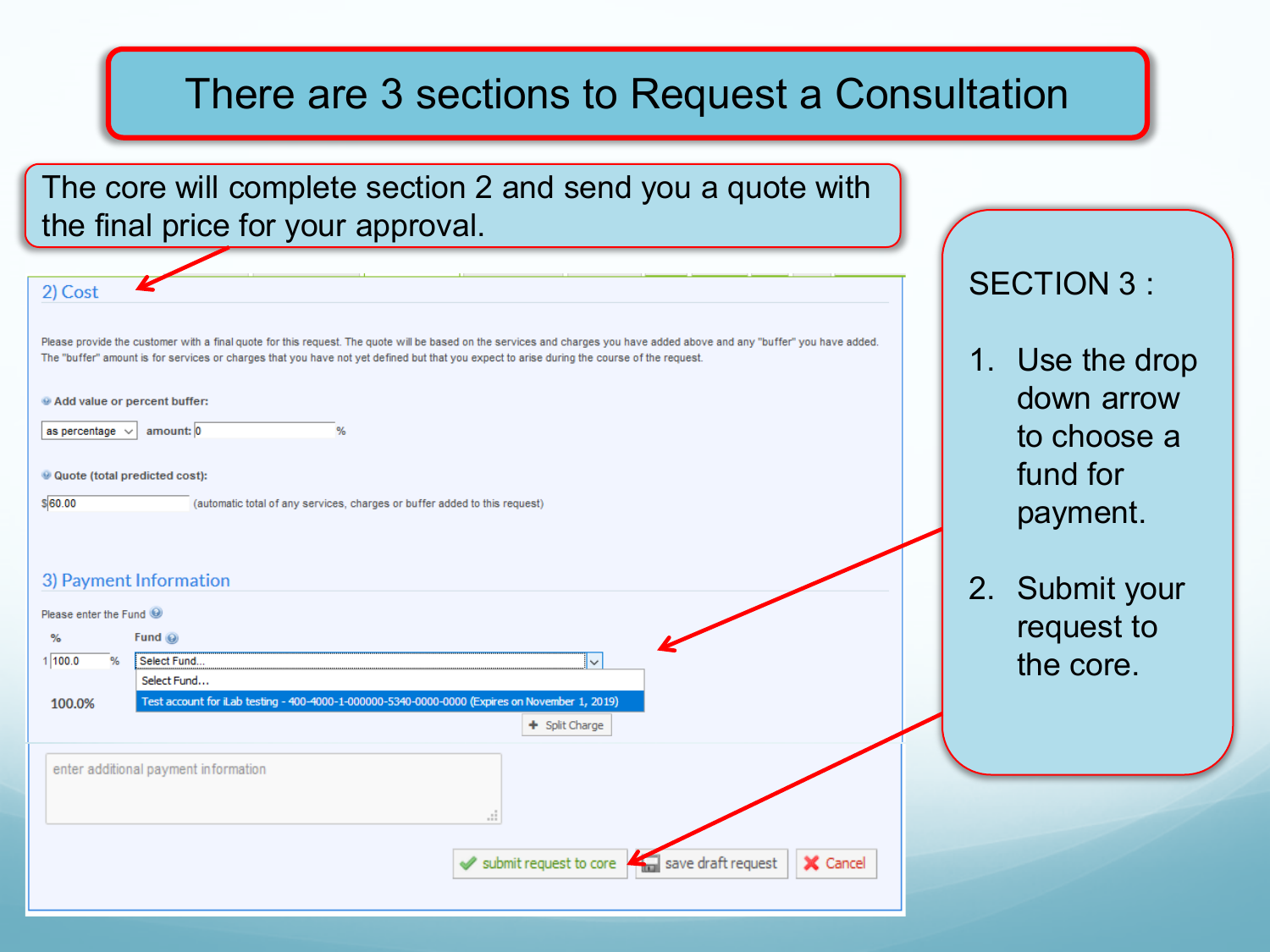# There are 3 sections to Request a Consultation

The core will complete section 2 and send you a quote with the final price for your approval.

## 2) Cost

Please provide the customer with a final quote for this request. The quote will be based on the services and charges you have added above and any "buffer" you have added. The "buffer" amount is for services or charges that you have not yet defined but that you expect to arise during the course of the request.

**Add value or percent buffer:**

as percentage amount: 0 %

**Quote (total predicted cost):**

$60.00 (automatic total of any services, charges or buffer added to this request)

## 3) Payment Information

Please enter the Fund

| % | Fund |
|---|---|
| 1 100.0 % | Select Fund... |

Select Fund...

Test account for iLab testing - 400-4000-1-000000-5340-0000-0000 (Expires on November 1, 2019)

100.0%

Split Charge

enter additional payment information

submit request to core | save draft request | Cancel

SECTION 3 :

1. Use the drop down arrow to choose a fund for payment.
2. Submit your request to the core.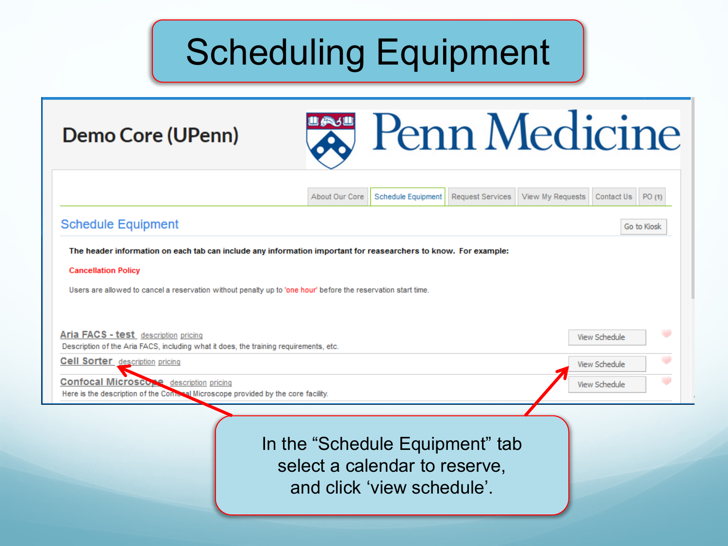# Scheduling Equipment

Demo Core (UPenn)

Penn Medicine

About Our Core | Schedule Equipment | Request Services | View My Requests | Contact Us | PO (1)

## Schedule Equipment

Go to Kiosk

**The header information on each tab can include any information important for reasearchers to know. For example:**

**Cancellation Policy**

Users are allowed to cancel a reservation without penalty up to 'one hour' before the reservation start time.

**Aria FACS - test** description pricing — View Schedule
Description of the Aria FACS, including what it does, the training requirements, etc.

**Cell Sorter** description pricing — View Schedule

**Confocal Microscope** description pricing — View Schedule
Here is the description of the Confocal Microscope provided by the core facility.

In the "Schedule Equipment" tab select a calendar to reserve, and click 'view schedule'.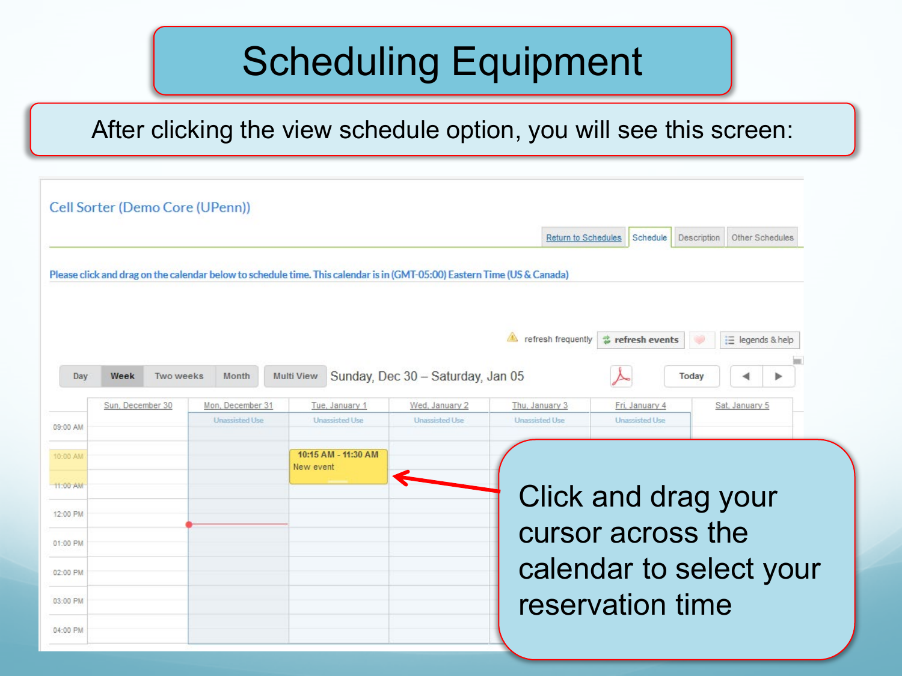# Scheduling Equipment

After clicking the view schedule option, you will see this screen:

Cell Sorter (Demo Core (UPenn))

Return to Schedules | Schedule | Description | Other Schedules

Please click and drag on the calendar below to schedule time. This calendar is in (GMT-05:00) Eastern Time (US & Canada)

refresh frequently | refresh events | legends & help

Day | Week | Two weeks | Month | Multi View | Sunday, Dec 30 – Saturday, Jan 05 | Today

| | Sun, December 30 | Mon, December 31 | Tue, January 1 | Wed, January 2 | Thu, January 3 | Fri, January 4 | Sat, January 5 |
|---|---|---|---|---|---|---|---|
| | | Unassisted Use | Unassisted Use | Unassisted Use | Unassisted Use | Unassisted Use | |
| 09:00 AM | | | | | | | |
| 10:00 AM | | | 10:15 AM - 11:30 AM New event | | | | |
| 11:00 AM | | | | | | | |
| 12:00 PM | | | | | | | |
| 01:00 PM | | | | | | | |
| 02:00 PM | | | | | | | |
| 03:00 PM | | | | | | | |
| 04:00 PM | | | | | | | |

Click and drag your cursor across the calendar to select your reservation time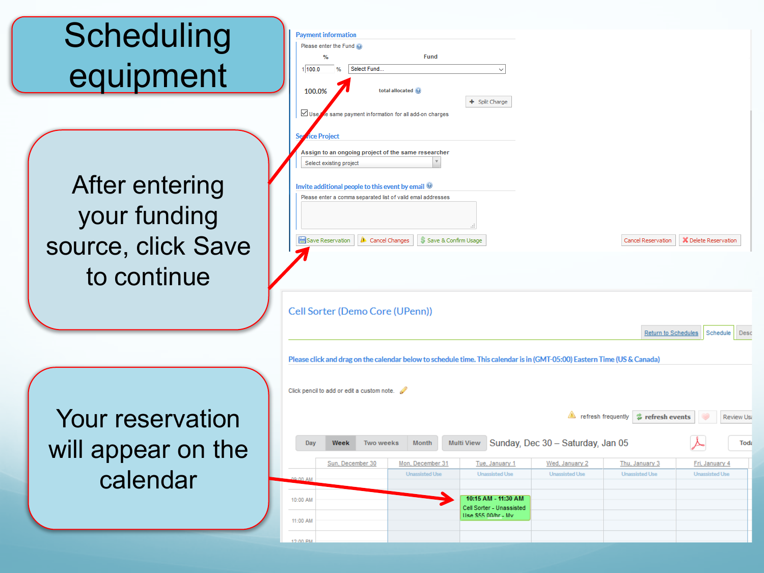# Scheduling equipment

After entering your funding source, click Save to continue

**Payment information**

Please enter the Fund

| % | Fund |
|---|---|
| 100.0 % | Select Fund... |

100.0% total allocated

Split Charge

Use the same payment information for all add-on charges

**Service Project**

Assign to an ongoing project of the same researcher

Select existing project

**Invite additional people to this event by email**

Please enter a comma separated list of valid email addresses

Save Reservation | Cancel Changes | Save & Confirm Usage | Cancel Reservation | Delete Reservation

Your reservation will appear on the calendar

**Cell Sorter (Demo Core (UPenn))**

Return to Schedules | Schedule | Desc

Please click and drag on the calendar below to schedule time. This calendar is in (GMT-05:00) Eastern Time (US & Canada)

Click pencil to add or edit a custom note.

refresh frequently | refresh events | Review Us

Day | Week | Two weeks | Month | Multi View | Sunday, Dec 30 – Saturday, Jan 05 | Toda

| | Sun, December 30 | Mon, December 31 | Tue, January 1 | Wed, January 2 | Thu, January 3 | Fri, January 4 |
|---|---|---|---|---|---|---|
| | | Unassisted Use | Unassisted Use | Unassisted Use | Unassisted Use | Unassisted Use |
| 09:00 AM | | | | | | |
| 10:00 AM | | | 10:15 AM - 11:30 AM Cell Sorter - Unassisted Use $55.00/hr - My | | | |
| 11:00 AM | | | | | | |
| 12:00 PM | | | | | | |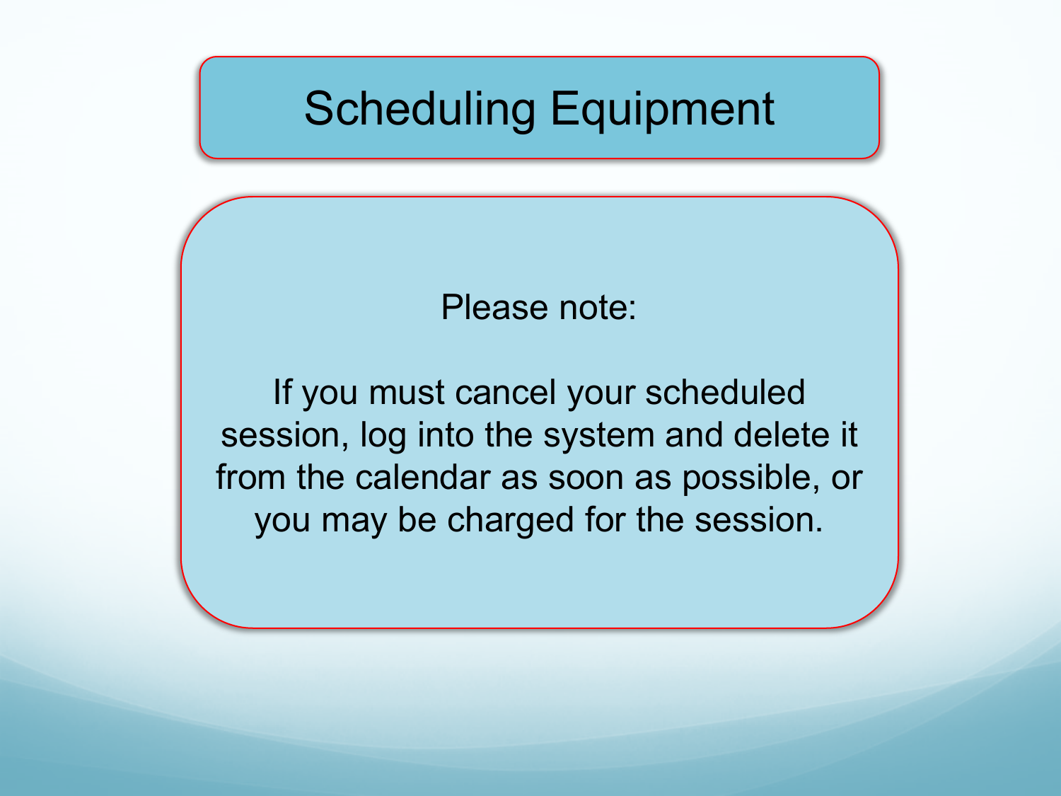# Scheduling Equipment

Please note:

If you must cancel your scheduled session, log into the system and delete it from the calendar as soon as possible, or you may be charged for the session.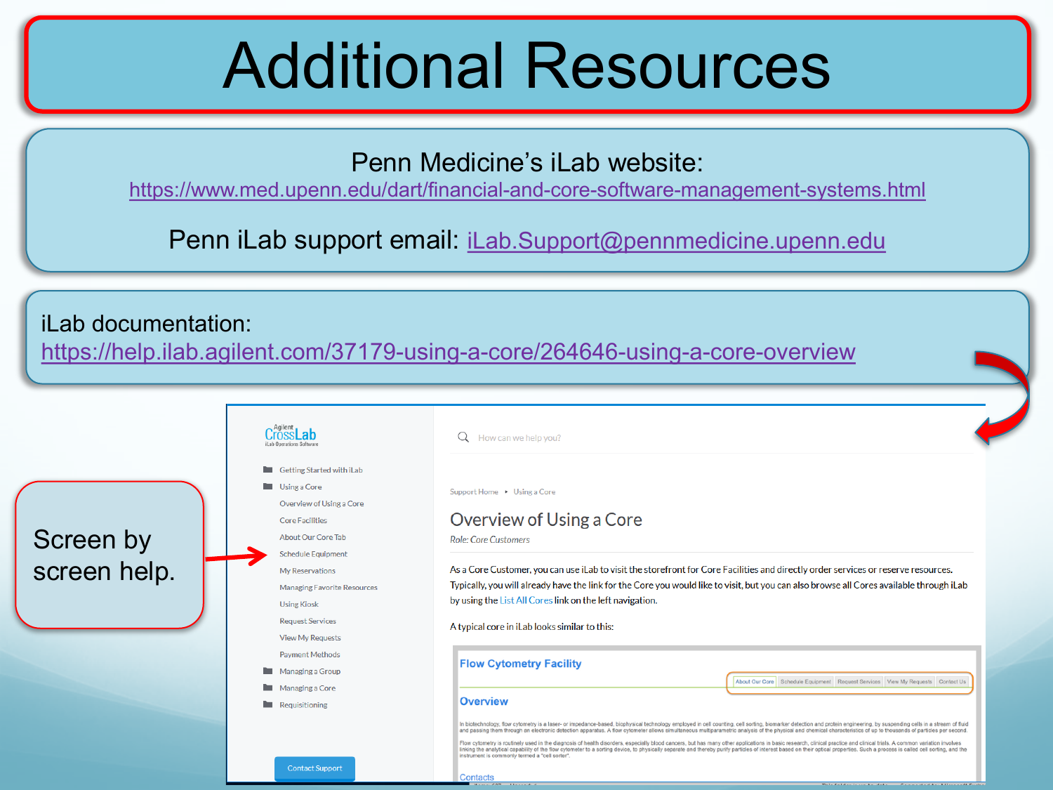# Additional Resources

Penn Medicine's iLab website:
https://www.med.upenn.edu/dart/financial-and-core-software-management-systems.html

Penn iLab support email: iLab.Support@pennmedicine.upenn.edu

iLab documentation:
https://help.ilab.agilent.com/37179-using-a-core/264646-using-a-core-overview

Screen by screen help.

Agilent CrossLab
iLab Operations Software

- Getting Started with iLab
- Using a Core
  - Overview of Using a Core
  - Core Facilities
  - About Our Core Tab
  - Schedule Equipment
  - My Reservations
  - Managing Favorite Resources
  - Using Kiosk
  - Request Services
  - View My Requests
  - Payment Methods
- Managing a Group
- Managing a Core
- Requisitioning

Contact Support

How can we help you?

Support Home ▸ Using a Core

## Overview of Using a Core

*Role: Core Customers*

As a Core Customer, you can use iLab to visit the storefront for Core Facilities and directly order services or reserve resources. Typically, you will already have the link for the Core you would like to visit, but you can also browse all Cores available through iLab by using the List All Cores link on the left navigation.

A typical core in iLab looks similar to this:

Flow Cytometry Facility

About Our Core | Schedule Equipment | Request Services | View My Requests | Contact Us

Overview

Contacts